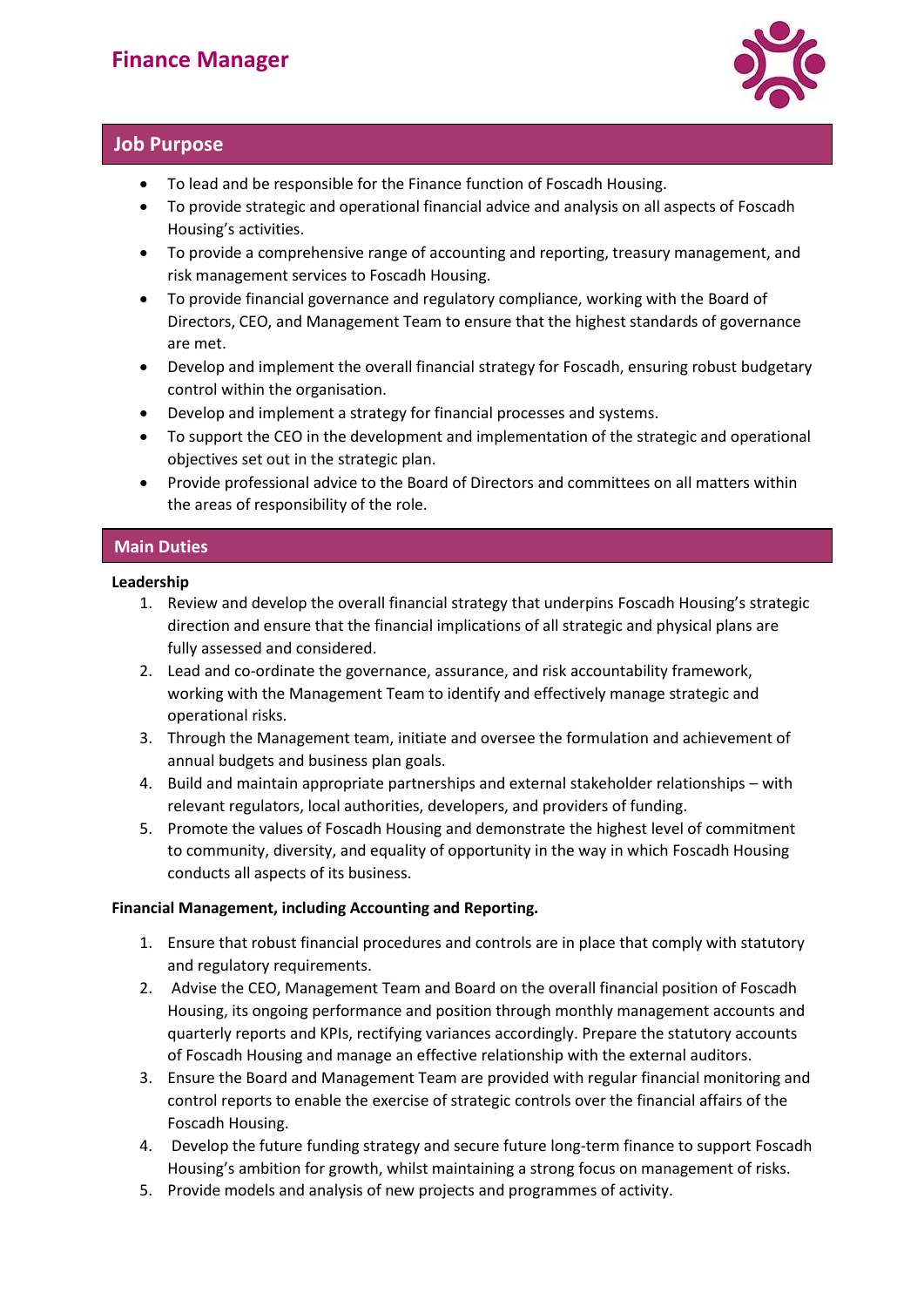# Finance Manager

## Job Purpose

- To lead and be responsible for the Finance function of Foscadh Housing.
- To provide strategic and operational financial advice and analysis on all aspects of Foscadh Housing's activities.
- To provide a comprehensive range of accounting and reporting, treasury management, and risk management services to Foscadh Housing.
- To provide financial governance and regulatory compliance, working with the Board of Directors, CEO, and Management Team to ensure that the highest standards of governance are met.
- Develop and implement the overall financial strategy for Foscadh, ensuring robust budgetary control within the organisation.
- Develop and implement a strategy for financial processes and systems.
- To support the CEO in the development and implementation of the strategic and operational objectives set out in the strategic plan.
- Provide professional advice to the Board of Directors and committees on all matters within the areas of responsibility of the role.

## Main Duties

**Leadership**

1. Review and develop the overall financial strategy that underpins Foscadh Housing's strategic direction and ensure that the financial implications of all strategic and physical plans are fully assessed and considered.
2. Lead and co-ordinate the governance, assurance, and risk accountability framework, working with the Management Team to identify and effectively manage strategic and operational risks.
3. Through the Management team, initiate and oversee the formulation and achievement of annual budgets and business plan goals.
4. Build and maintain appropriate partnerships and external stakeholder relationships – with relevant regulators, local authorities, developers, and providers of funding.
5. Promote the values of Foscadh Housing and demonstrate the highest level of commitment to community, diversity, and equality of opportunity in the way in which Foscadh Housing conducts all aspects of its business.

**Financial Management, including Accounting and Reporting.**

1. Ensure that robust financial procedures and controls are in place that comply with statutory and regulatory requirements.
2. Advise the CEO, Management Team and Board on the overall financial position of Foscadh Housing, its ongoing performance and position through monthly management accounts and quarterly reports and KPIs, rectifying variances accordingly. Prepare the statutory accounts of Foscadh Housing and manage an effective relationship with the external auditors.
3. Ensure the Board and Management Team are provided with regular financial monitoring and control reports to enable the exercise of strategic controls over the financial affairs of the Foscadh Housing.
4. Develop the future funding strategy and secure future long-term finance to support Foscadh Housing's ambition for growth, whilst maintaining a strong focus on management of risks.
5. Provide models and analysis of new projects and programmes of activity.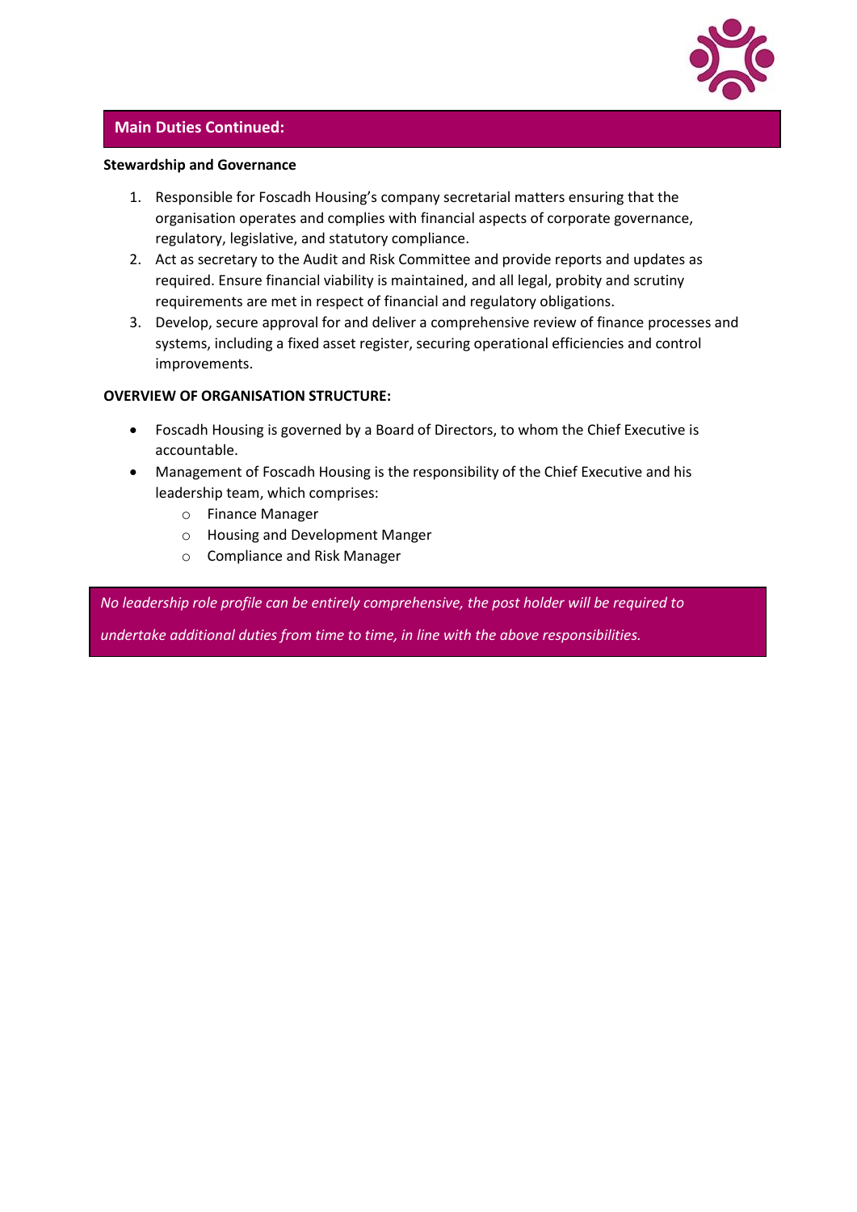## Main Duties Continued:

**Stewardship and Governance**

1. Responsible for Foscadh Housing's company secretarial matters ensuring that the organisation operates and complies with financial aspects of corporate governance, regulatory, legislative, and statutory compliance.
2. Act as secretary to the Audit and Risk Committee and provide reports and updates as required. Ensure financial viability is maintained, and all legal, probity and scrutiny requirements are met in respect of financial and regulatory obligations.
3. Develop, secure approval for and deliver a comprehensive review of finance processes and systems, including a fixed asset register, securing operational efficiencies and control improvements.

**OVERVIEW OF ORGANISATION STRUCTURE:**

- Foscadh Housing is governed by a Board of Directors, to whom the Chief Executive is accountable.
- Management of Foscadh Housing is the responsibility of the Chief Executive and his leadership team, which comprises:
  - Finance Manager
  - Housing and Development Manger
  - Compliance and Risk Manager

*No leadership role profile can be entirely comprehensive, the post holder will be required to undertake additional duties from time to time, in line with the above responsibilities.*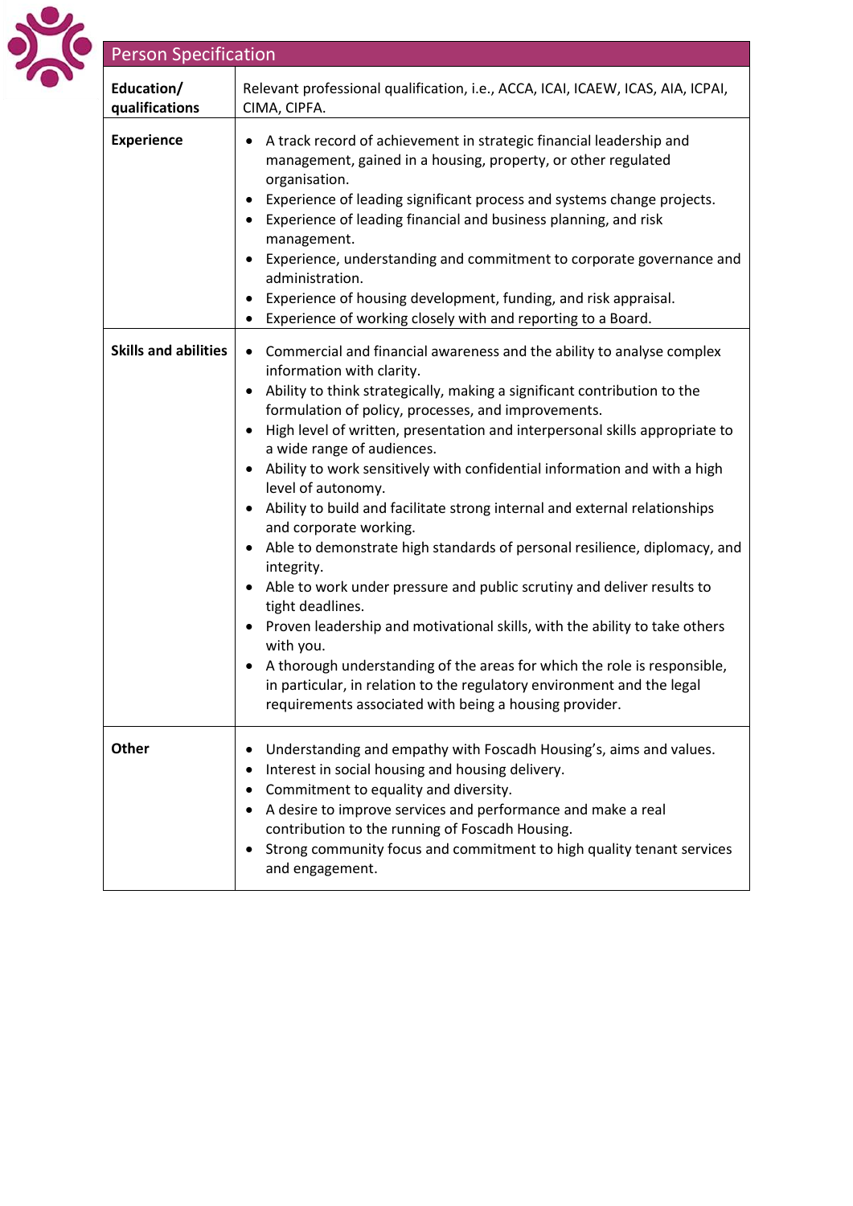## Person Specification

| | |
|---|---|
| **Education/ qualifications** | Relevant professional qualification, i.e., ACCA, ICAI, ICAEW, ICAS, AIA, ICPAI, CIMA, CIPFA. |
| **Experience** | • A track record of achievement in strategic financial leadership and management, gained in a housing, property, or other regulated organisation.<br>• Experience of leading significant process and systems change projects.<br>• Experience of leading financial and business planning, and risk management.<br>• Experience, understanding and commitment to corporate governance and administration.<br>• Experience of housing development, funding, and risk appraisal.<br>• Experience of working closely with and reporting to a Board. |
| **Skills and abilities** | • Commercial and financial awareness and the ability to analyse complex information with clarity.<br>• Ability to think strategically, making a significant contribution to the formulation of policy, processes, and improvements.<br>• High level of written, presentation and interpersonal skills appropriate to a wide range of audiences.<br>• Ability to work sensitively with confidential information and with a high level of autonomy.<br>• Ability to build and facilitate strong internal and external relationships and corporate working.<br>• Able to demonstrate high standards of personal resilience, diplomacy, and integrity.<br>• Able to work under pressure and public scrutiny and deliver results to tight deadlines.<br>• Proven leadership and motivational skills, with the ability to take others with you.<br>• A thorough understanding of the areas for which the role is responsible, in particular, in relation to the regulatory environment and the legal requirements associated with being a housing provider. |
| **Other** | • Understanding and empathy with Foscadh Housing's, aims and values.<br>• Interest in social housing and housing delivery.<br>• Commitment to equality and diversity.<br>• A desire to improve services and performance and make a real contribution to the running of Foscadh Housing.<br>• Strong community focus and commitment to high quality tenant services and engagement. |